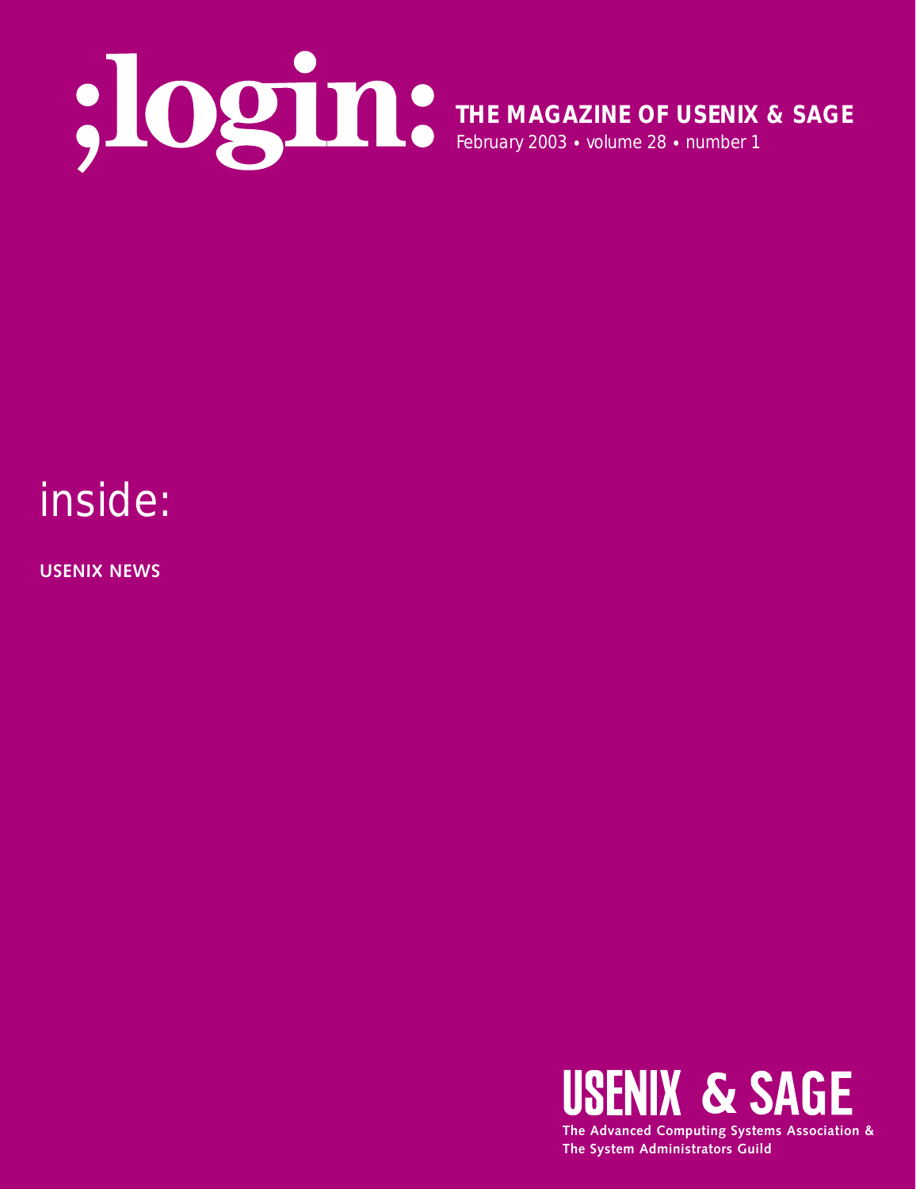# ;login:

**THE MAGAZINE OF USENIX & SAGE**

February 2003 • volume 28 • number 1

## inside:

**USENIX NEWS**

**USENIX & SAGE**

**The Advanced Computing Systems Association & The System Administrators Guild**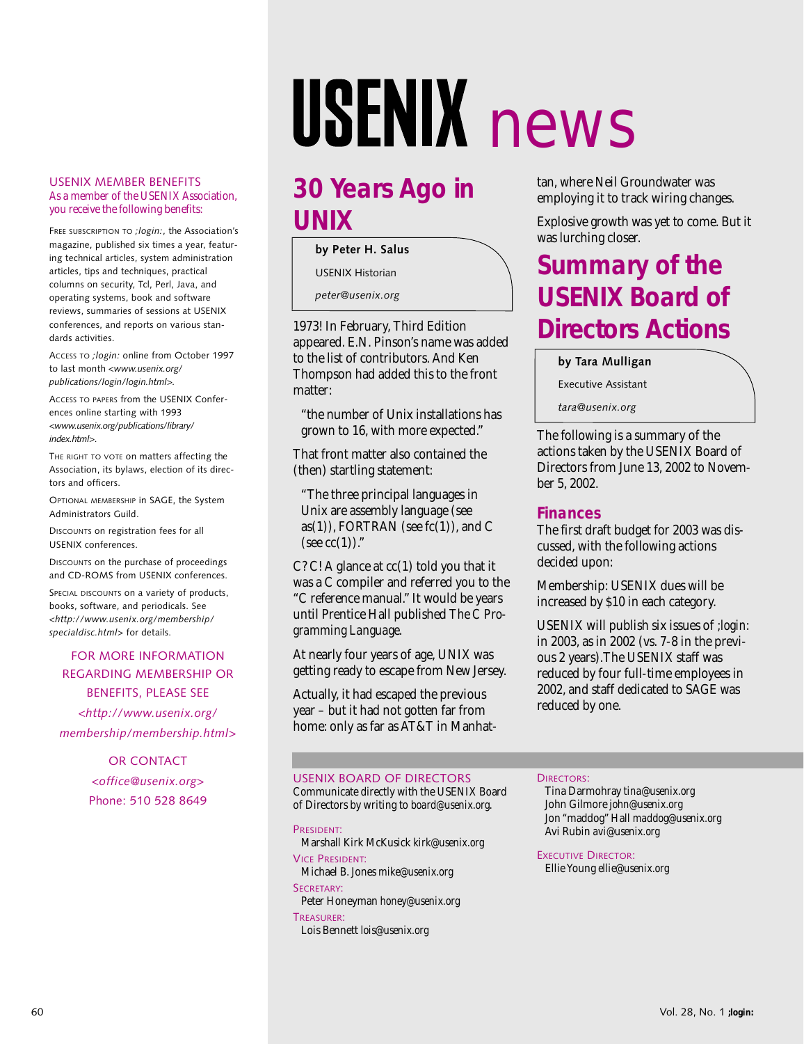# USENIX news

USENIX MEMBER BENEFITS

*As a member of the USENIX Association, you receive the following benefits:*

FREE SUBSCRIPTION TO *;login:*, the Association's magazine, published six times a year, featuring technical articles, system administration articles, tips and techniques, practical columns on security, Tcl, Perl, Java, and operating systems, book and software reviews, summaries of sessions at USENIX conferences, and reports on various standards activities.

ACCESS TO *;login:* online from October 1997 to last month *<www.usenix.org/publications/login/login.html>*.

ACCESS TO PAPERS from the USENIX Conferences online starting with 1993 *<www.usenix.org/publications/library/index.html>*.

THE RIGHT TO VOTE on matters affecting the Association, its bylaws, election of its directors and officers.

OPTIONAL MEMBERSHIP in SAGE, the System Administrators Guild.

DISCOUNTS on registration fees for all USENIX conferences.

DISCOUNTS on the purchase of proceedings and CD-ROMS from USENIX conferences.

SPECIAL DISCOUNTS on a variety of products, books, software, and periodicals. See *<http://www.usenix.org/membership/specialdisc.html>* for details.

FOR MORE INFORMATION REGARDING MEMBERSHIP OR BENEFITS, PLEASE SEE *<http://www.usenix.org/membership/membership.html>*

OR CONTACT *<office@usenix.org>*
Phone: 510 528 8649

## 30 Years Ago in UNIX

**by Peter H. Salus**

USENIX Historian

*peter@usenix.org*

1973! In February, Third Edition appeared. E.N. Pinson's name was added to the list of contributors. And Ken Thompson had added this to the front matter:

> "the number of Unix installations has grown to 16, with more expected."

That front matter also contained the (then) startling statement:

> "The three principal languages in Unix are assembly language (see as(1)), FORTRAN (see fc(1)), and C (see cc(1))."

C? C! A glance at cc(1) told you that it was a C compiler and referred you to the "C reference manual." It would be years until Prentice Hall published *The C Programming Language*.

At nearly four years of age, UNIX was getting ready to escape from New Jersey.

Actually, it had escaped the previous year – but it had not gotten far from home: only as far as AT&T in Manhattan, where Neil Groundwater was employing it to track wiring changes.

Explosive growth was yet to come. But it was lurching closer.

## Summary of the USENIX Board of Directors Actions

**by Tara Mulligan**

Executive Assistant

*tara@usenix.org*

The following is a summary of the actions taken by the USENIX Board of Directors from June 13, 2002 to November 5, 2002.

### Finances

The first draft budget for 2003 was discussed, with the following actions decided upon:

Membership: USENIX dues will be increased by $10 in each category.

USENIX will publish six issues of ;login: in 2003, as in 2002 (vs. 7-8 in the previous 2 years).The USENIX staff was reduced by four full-time employees in 2002, and staff dedicated to SAGE was reduced by one.

USENIX BOARD OF DIRECTORS

Communicate directly with the USENIX Board of Directors by writing to board@usenix.org.

PRESIDENT:
Marshall Kirk McKusick kirk@usenix.org

VICE PRESIDENT:
Michael B. Jones mike@usenix.org

SECRETARY:
Peter Honeyman honey@usenix.org

TREASURER:
Lois Bennett lois@usenix.org

DIRECTORS:
Tina Darmohray tina@usenix.org
John Gilmore john@usenix.org
Jon "maddog" Hall maddog@usenix.org
Avi Rubin avi@usenix.org

EXECUTIVE DIRECTOR:
Ellie Young ellie@usenix.org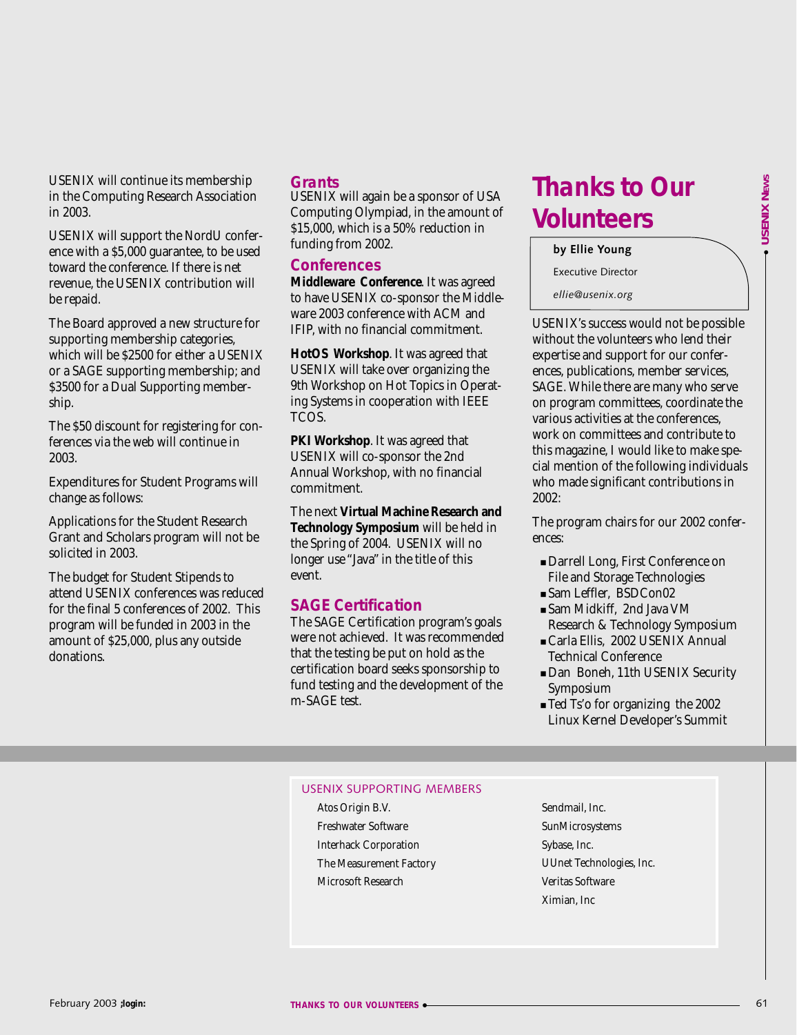USENIX will continue its membership in the Computing Research Association in 2003.

USENIX will support the NordU conference with a $5,000 guarantee, to be used toward the conference. If there is net revenue, the USENIX contribution will be repaid.

The Board approved a new structure for supporting membership categories, which will be $2500 for either a USENIX or a SAGE supporting membership; and $3500 for a Dual Supporting membership.

The $50 discount for registering for conferences via the web will continue in 2003.

Expenditures for Student Programs will change as follows:

Applications for the Student Research Grant and Scholars program will not be solicited in 2003.

The budget for Student Stipends to attend USENIX conferences was reduced for the final 5 conferences of 2002. This program will be funded in 2003 in the amount of $25,000, plus any outside donations.

### Grants

USENIX will again be a sponsor of USA Computing Olympiad, in the amount of $15,000, which is a 50% reduction in funding from 2002.

### Conferences

**Middleware Conference**. It was agreed to have USENIX co-sponsor the Middleware 2003 conference with ACM and IFIP, with no financial commitment.

**HotOS Workshop**. It was agreed that USENIX will take over organizing the 9th Workshop on Hot Topics in Operating Systems in cooperation with IEEE TCOS.

**PKI Workshop**. It was agreed that USENIX will co-sponsor the 2nd Annual Workshop, with no financial commitment.

The next **Virtual Machine Research and Technology Symposium** will be held in the Spring of 2004. USENIX will no longer use "Java" in the title of this event.

### SAGE Certification

The SAGE Certification program's goals were not achieved. It was recommended that the testing be put on hold as the certification board seeks sponsorship to fund testing and the development of the m-SAGE test.

# Thanks to Our Volunteers

**by Ellie Young**

Executive Director

*ellie@usenix.org*

USENIX's success would not be possible without the volunteers who lend their expertise and support for our conferences, publications, member services, SAGE. While there are many who serve on program committees, coordinate the various activities at the conferences, work on committees and contribute to this magazine, I would like to make special mention of the following individuals who made significant contributions in 2002:

The program chairs for our 2002 conferences:

- Darrell Long, First Conference on File and Storage Technologies
- Sam Leffler, BSDCon02
- Sam Midkiff, 2nd Java VM Research & Technology Symposium
- Carla Ellis, 2002 USENIX Annual Technical Conference
- Dan Boneh, 11th USENIX Security Symposium
- Ted Ts'o for organizing the 2002 Linux Kernel Developer's Summit

### USENIX SUPPORTING MEMBERS

- Atos Origin B.V.
- Freshwater Software
- Interhack Corporation
- The Measurement Factory
- Microsoft Research
- Sendmail, Inc.
- SunMicrosystems
- Sybase, Inc.
- UUnet Technologies, Inc.
- Veritas Software
- Ximian, Inc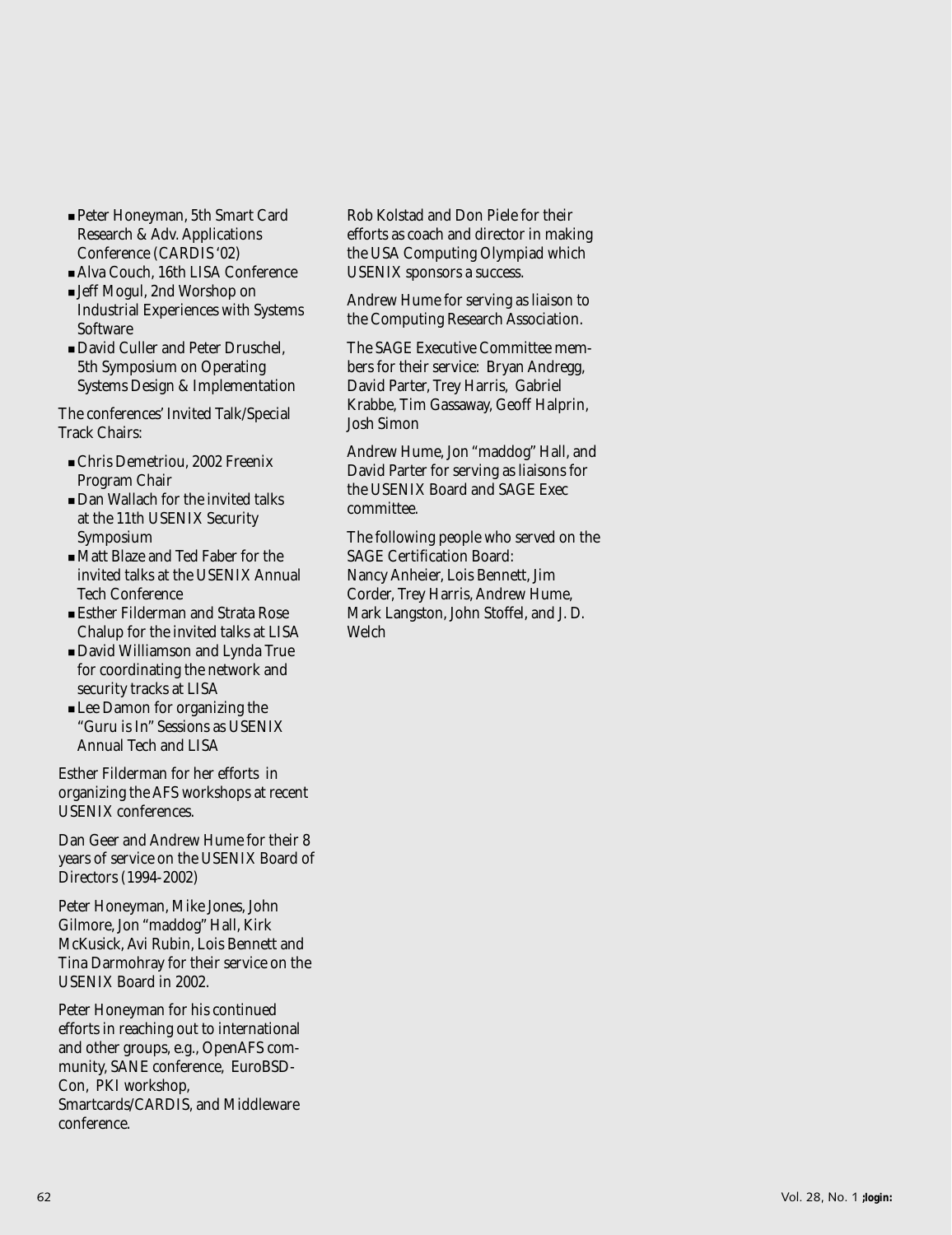- Peter Honeyman, 5th Smart Card Research & Adv. Applications Conference (CARDIS '02)
- Alva Couch, 16th LISA Conference
- Jeff Mogul, 2nd Worshop on Industrial Experiences with Systems Software
- David Culler and Peter Druschel, 5th Symposium on Operating Systems Design & Implementation

The conferences' Invited Talk/Special Track Chairs:

- Chris Demetriou, 2002 Freenix Program Chair
- Dan Wallach for the invited talks at the 11th USENIX Security Symposium
- Matt Blaze and Ted Faber for the invited talks at the USENIX Annual Tech Conference
- Esther Filderman and Strata Rose Chalup for the invited talks at LISA
- David Williamson and Lynda True for coordinating the network and security tracks at LISA
- Lee Damon for organizing the "Guru is In" Sessions as USENIX Annual Tech and LISA

Esther Filderman for her efforts in organizing the AFS workshops at recent USENIX conferences.

Dan Geer and Andrew Hume for their 8 years of service on the USENIX Board of Directors (1994-2002)

Peter Honeyman, Mike Jones, John Gilmore, Jon "maddog" Hall, Kirk McKusick, Avi Rubin, Lois Bennett and Tina Darmohray for their service on the USENIX Board in 2002.

Peter Honeyman for his continued efforts in reaching out to international and other groups, e.g., OpenAFS community, SANE conference, EuroBSD-Con, PKI workshop, Smartcards/CARDIS, and Middleware conference.

Rob Kolstad and Don Piele for their efforts as coach and director in making the USA Computing Olympiad which USENIX sponsors a success.

Andrew Hume for serving as liaison to the Computing Research Association.

The SAGE Executive Committee members for their service: Bryan Andregg, David Parter, Trey Harris, Gabriel Krabbe, Tim Gassaway, Geoff Halprin, Josh Simon

Andrew Hume, Jon "maddog" Hall, and David Parter for serving as liaisons for the USENIX Board and SAGE Exec committee.

The following people who served on the SAGE Certification Board: Nancy Anheier, Lois Bennett, Jim Corder, Trey Harris, Andrew Hume, Mark Langston, John Stoffel, and J. D. Welch